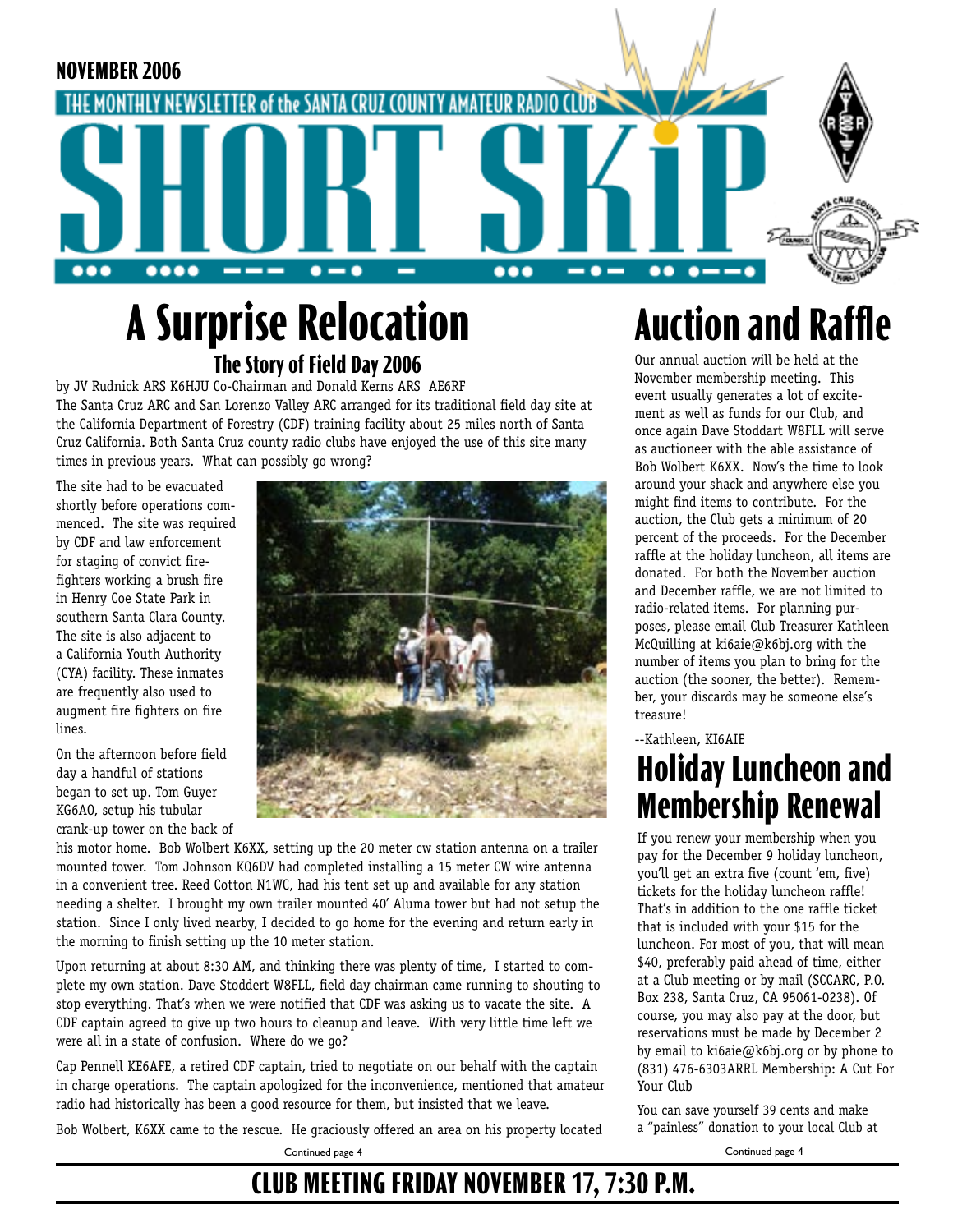NOVEMBER 2006

THE MONTHLY NEWSLETTER of the SANTA CRUZ COUNTY AMATEUR RADIO CLUB

# SHORT SKiP

## A Surprise Relocation

### The Story of Field Day 2006

by JV Rudnick ARS K6HJU Co-Chairman and Donald Kerns ARS AE6RF

The Santa Cruz ARC and San Lorenzo Valley ARC arranged for its traditional field day site at the California Department of Forestry (CDF) training facility about 25 miles north of Santa Cruz California. Both Santa Cruz county radio clubs have enjoyed the use of this site many times in previous years. What can possibly go wrong?

The site had to be evacuated shortly before operations commenced. The site was required by CDF and law enforcement for staging of convict fire-fighters working a brush fire in Henry Coe State Park in southern Santa Clara County. The site is also adjacent to a California Youth Authority (CYA) facility. These inmates are frequently also used to augment fire fighters on fire lines.

On the afternoon before field day a handful of stations began to set up. Tom Guyer KG6AO, setup his tubular crank-up tower on the back of his motor home. Bob Wolbert K6XX, setting up the 20 meter cw station antenna on a trailer mounted tower. Tom Johnson KQ6DV had completed installing a 15 meter CW wire antenna in a convenient tree. Reed Cotton N1WC, had his tent set up and available for any station needing a shelter. I brought my own trailer mounted 40' Aluma tower but had not setup the station. Since I only lived nearby, I decided to go home for the evening and return early in the morning to finish setting up the 10 meter station.

Upon returning at about 8:30 AM, and thinking there was plenty of time, I started to complete my own station. Dave Stoddert W8FLL, field day chairman came running to shouting to stop everything. That's when we were notified that CDF was asking us to vacate the site. A CDF captain agreed to give up two hours to cleanup and leave. With very little time left we were all in a state of confusion. Where do we go?

Cap Pennell KE6AFE, a retired CDF captain, tried to negotiate on our behalf with the captain in charge operations. The captain apologized for the inconvenience, mentioned that amateur radio had historically has been a good resource for them, but insisted that we leave.

Bob Wolbert, K6XX came to the rescue. He graciously offered an area on his property located

Continued page 4

## Auction and Raffle

Our annual auction will be held at the November membership meeting. This event usually generates a lot of excitement as well as funds for our Club, and once again Dave Stoddart W8FLL will serve as auctioneer with the able assistance of Bob Wolbert K6XX. Now's the time to look around your shack and anywhere else you might find items to contribute. For the auction, the Club gets a minimum of 20 percent of the proceeds. For the December raffle at the holiday luncheon, all items are donated. For both the November auction and December raffle, we are not limited to radio-related items. For planning purposes, please email Club Treasurer Kathleen McQuilling at ki6aie@k6bj.org with the number of items you plan to bring for the auction (the sooner, the better). Remember, your discards may be someone else's treasure!

--Kathleen, KI6AIE

## Holiday Luncheon and Membership Renewal

If you renew your membership when you pay for the December 9 holiday luncheon, you'll get an extra five (count 'em, five) tickets for the holiday luncheon raffle! That's in addition to the one raffle ticket that is included with your $15 for the luncheon. For most of you, that will mean $40, preferably paid ahead of time, either at a Club meeting or by mail (SCCARC, P.O. Box 238, Santa Cruz, CA 95061-0238). Of course, you may also pay at the door, but reservations must be made by December 2 by email to ki6aie@k6bj.org or by phone to (831) 476-6303ARRL Membership: A Cut For Your Club

You can save yourself 39 cents and make a "painless" donation to your local Club at

Continued page 4

**CLUB MEETING FRIDAY NOVEMBER 17, 7:30 P.M.**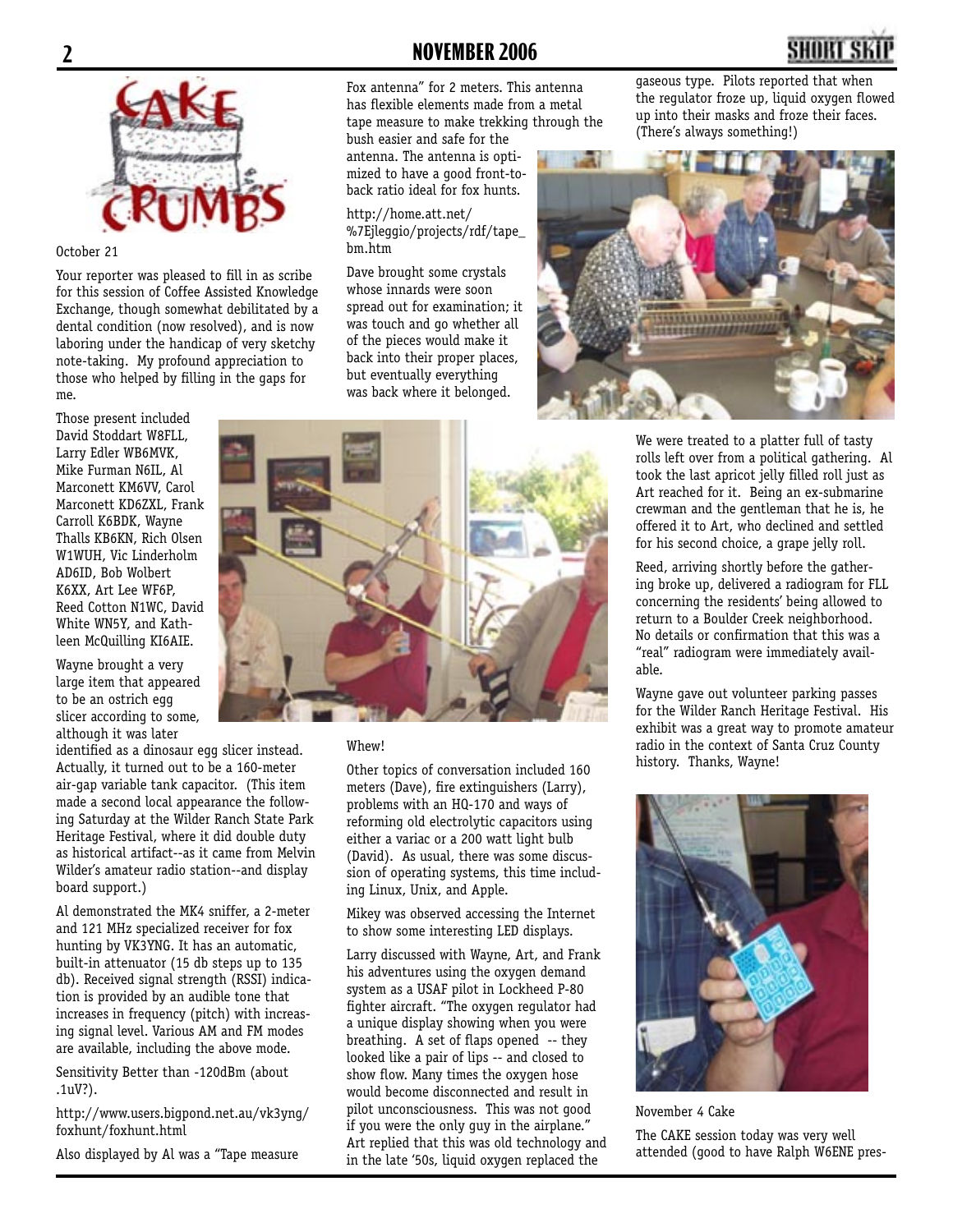# CAKE CRUMBS

October 21

Your reporter was pleased to fill in as scribe for this session of Coffee Assisted Knowledge Exchange, though somewhat debilitated by a dental condition (now resolved), and is now laboring under the handicap of very sketchy note-taking. My profound appreciation to those who helped by filling in the gaps for me.

Those present included David Stoddart W8FLL, Larry Edler WB6MVK, Mike Furman N6IL, Al Marconett KM6VV, Carol Marconett KD6ZXL, Frank Carroll K6BDK, Wayne Thalls KB6KN, Rich Olsen W1WUH, Vic Linderholm AD6ID, Bob Wolbert K6XX, Art Lee WF6P, Reed Cotton N1WC, David White WN5Y, and Kathleen McQuilling KI6AIE.

Wayne brought a very large item that appeared to be an ostrich egg slicer according to some, although it was later identified as a dinosaur egg slicer instead. Actually, it turned out to be a 160-meter air-gap variable tank capacitor. (This item made a second local appearance the following Saturday at the Wilder Ranch State Park Heritage Festival, where it did double duty as historical artifact--as it came from Melvin Wilder's amateur radio station--and display board support.)

Al demonstrated the MK4 sniffer, a 2-meter and 121 MHz specialized receiver for fox hunting by VK3YNG. It has an automatic, built-in attenuator (15 db steps up to 135 db). Received signal strength (RSSI) indication is provided by an audible tone that increases in frequency (pitch) with increasing signal level. Various AM and FM modes are available, including the above mode.

Sensitivity Better than -120dBm (about .1uV?).

http://www.users.bigpond.net.au/vk3yng/foxhunt/foxhunt.html

Also displayed by Al was a "Tape measure Fox antenna" for 2 meters. This antenna has flexible elements made from a metal tape measure to make trekking through the bush easier and safe for the antenna. The antenna is optimized to have a good front-to-back ratio ideal for fox hunts.

http://home.att.net/%7Ejleggio/projects/rdf/tape_bm.htm

Dave brought some crystals whose innards were soon spread out for examination; it was touch and go whether all of the pieces would make it back into their proper places, but eventually everything was back where it belonged.

Whew!

Other topics of conversation included 160 meters (Dave), fire extinguishers (Larry), problems with an HQ-170 and ways of reforming old electrolytic capacitors using either a variac or a 200 watt light bulb (David). As usual, there was some discussion of operating systems, this time including Linux, Unix, and Apple.

Mikey was observed accessing the Internet to show some interesting LED displays.

Larry discussed with Wayne, Art, and Frank his adventures using the oxygen demand system as a USAF pilot in Lockheed P-80 fighter aircraft. "The oxygen regulator had a unique display showing when you were breathing. A set of flaps opened -- they looked like a pair of lips -- and closed to show flow. Many times the oxygen hose would become disconnected and result in pilot unconsciousness. This was not good if you were the only guy in the airplane." Art replied that this was old technology and in the late '50s, liquid oxygen replaced the gaseous type. Pilots reported that when the regulator froze up, liquid oxygen flowed up into their masks and froze their faces. (There's always something!)

We were treated to a platter full of tasty rolls left over from a political gathering. Al took the last apricot jelly filled roll just as Art reached for it. Being an ex-submarine crewman and the gentleman that he is, he offered it to Art, who declined and settled for his second choice, a grape jelly roll.

Reed, arriving shortly before the gathering broke up, delivered a radiogram for FLL concerning the residents' being allowed to return to a Boulder Creek neighborhood. No details or confirmation that this was a "real" radiogram were immediately available.

Wayne gave out volunteer parking passes for the Wilder Ranch Heritage Festival. His exhibit was a great way to promote amateur radio in the context of Santa Cruz County history. Thanks, Wayne!

November 4 Cake

The CAKE session today was very well attended (good to have Ralph W6ENE pres-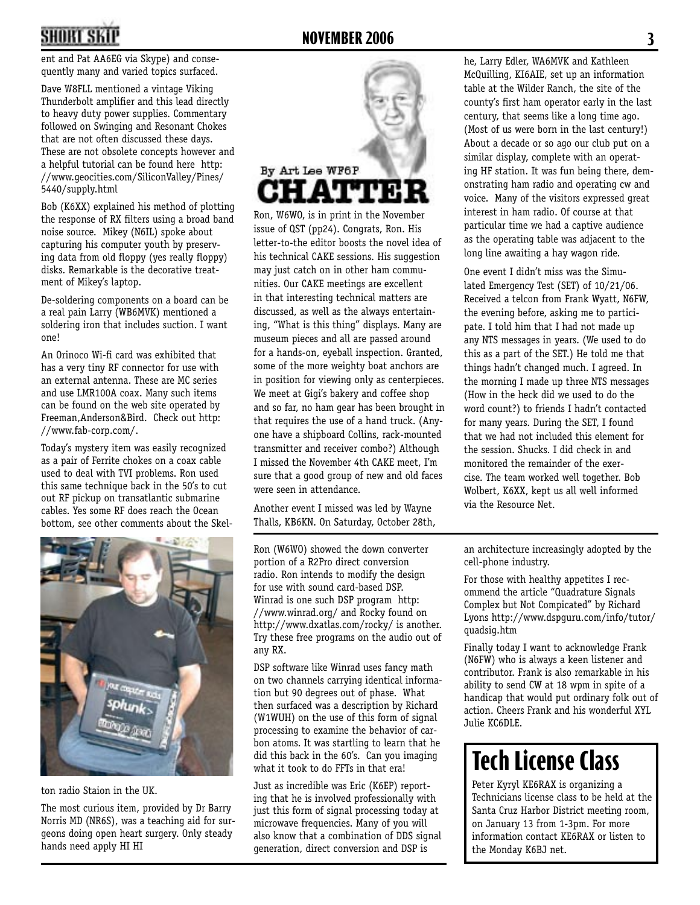ent and Pat AA6EG via Skype) and consequently many and varied topics surfaced.

Dave W8FLL mentioned a vintage Viking Thunderbolt amplifier and this lead directly to heavy duty power supplies. Commentary followed on Swinging and Resonant Chokes that are not often discussed these days. These are not obsolete concepts however and a helpful tutorial can be found here http://www.geocities.com/SiliconValley/Pines/5440/supply.html

Bob (K6XX) explained his method of plotting the response of RX filters using a broad band noise source. Mikey (N6IL) spoke about capturing his computer youth by preserving data from old floppy (yes really floppy) disks. Remarkable is the decorative treatment of Mikey's laptop.

De-soldering components on a board can be a real pain Larry (WB6MVK) mentioned a soldering iron that includes suction. I want one!

An Orinoco Wi-fi card was exhibited that has a very tiny RF connector for use with an external antenna. These are MC series and use LMR100A coax. Many such items can be found on the web site operated by Freeman,Anderson&Bird. Check out http://www.fab-corp.com/.

Today's mystery item was easily recognized as a pair of Ferrite chokes on a coax cable used to deal with TVI problems. Ron used this same technique back in the 50's to cut out RF pickup on transatlantic submarine cables. Yes some RF does reach the Ocean bottom, see other comments about the Skelton radio Staion in the UK.

The most curious item, provided by Dr Barry Norris MD (NR6S), was a teaching aid for surgeons doing open heart surgery. Only steady hands need apply HI HI

Ron (W6WO) showed the down converter portion of a R2Pro direct conversion radio. Ron intends to modify the design for use with sound card-based DSP. Winrad is one such DSP program http://www.winrad.org/ and Rocky found on http://www.dxatlas.com/rocky/ is another. Try these free programs on the audio out of any RX.

DSP software like Winrad uses fancy math on two channels carrying identical information but 90 degrees out of phase. What then surfaced was a description by Richard (W1WUH) on the use of this form of signal processing to examine the behavior of carbon atoms. It was startling to learn that he did this back in the 60's. Can you imaging what it took to do FFTs in that era!

Just as incredible was Eric (K6EP) reporting that he is involved professionally with just this form of signal processing today at microwave frequencies. Many of you will also know that a combination of DDS signal generation, direct conversion and DSP is an architecture increasingly adopted by the cell-phone industry.

For those with healthy appetites I recommend the article "Quadrature Signals Complex but Not Compicated" by Richard Lyons http://www.dspguru.com/info/tutor/quadsig.htm

Finally today I want to acknowledge Frank (N6FW) who is always a keen listener and contributor. Frank is also remarkable in his ability to send CW at 18 wpm in spite of a handicap that would put ordinary folk out of action. Cheers Frank and his wonderful XYL Julie KC6DLE.

## CHATTER

By Art Lee WF6P

Ron, W6WO, is in print in the November issue of QST (pp24). Congrats, Ron. His letter-to-the editor boosts the novel idea of his technical CAKE sessions. His suggestion may just catch on in other ham communities. Our CAKE meetings are excellent in that interesting technical matters are discussed, as well as the always entertaining, "What is this thing" displays. Many are museum pieces and all are passed around for a hands-on, eyeball inspection. Granted, some of the more weighty boat anchors are in position for viewing only as centerpieces. We meet at Gigi's bakery and coffee shop and so far, no ham gear has been brought in that requires the use of a hand truck. (Anyone have a shipboard Collins, rack-mounted transmitter and receiver combo?) Although I missed the November 4th CAKE meet, I'm sure that a good group of new and old faces were seen in attendance.

Another event I missed was led by Wayne Thalls, KB6KN. On Saturday, October 28th, he, Larry Edler, WA6MVK and Kathleen McQuilling, KI6AIE, set up an information table at the Wilder Ranch, the site of the county's first ham operator early in the last century, that seems like a long time ago. (Most of us were born in the last century!) About a decade or so ago our club put on a similar display, complete with an operating HF station. It was fun being there, demonstrating ham radio and operating cw and voice. Many of the visitors expressed great interest in ham radio. Of course at that particular time we had a captive audience as the operating table was adjacent to the long line awaiting a hay wagon ride.

One event I didn't miss was the Simulated Emergency Test (SET) of 10/21/06. Received a telcon from Frank Wyatt, N6FW, the evening before, asking me to participate. I told him that I had not made up any NTS messages in years. (We used to do this as a part of the SET.) He told me that things hadn't changed much. I agreed. In the morning I made up three NTS messages (How in the heck did we used to do the word count?) to friends I hadn't contacted for many years. During the SET, I found that we had not included this element for the session. Shucks. I did check in and monitored the remainder of the exercise. The team worked well together. Bob Wolbert, K6XX, kept us all well informed via the Resource Net.

## Tech License Class

Peter Kyryl KE6RAX is organizing a Technicians license class to be held at the Santa Cruz Harbor District meeting room, on January 13 from 1-3pm. For more information contact KE6RAX or listen to the Monday K6BJ net.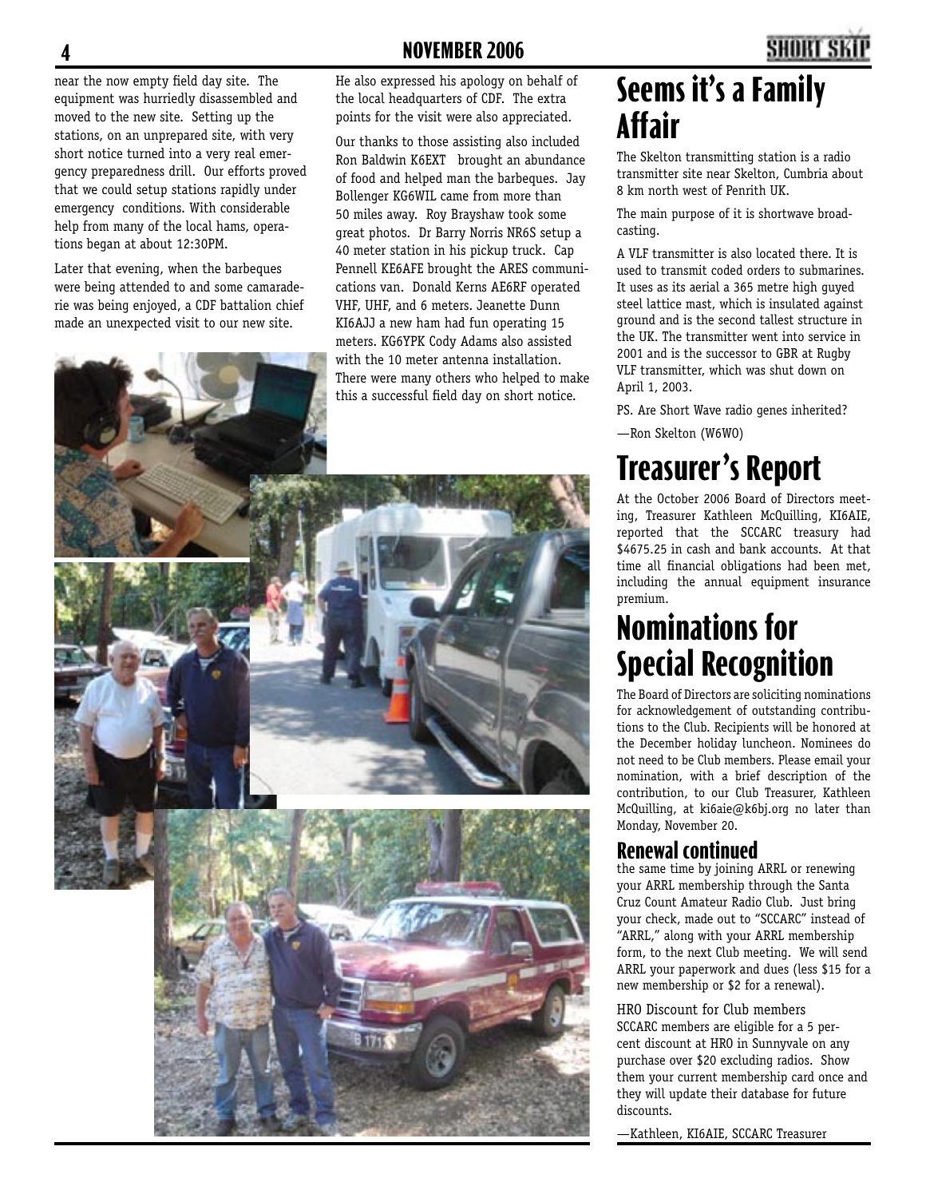near the now empty field day site. The equipment was hurriedly disassembled and moved to the new site. Setting up the stations, on an unprepared site, with very short notice turned into a very real emergency preparedness drill. Our efforts proved that we could setup stations rapidly under emergency conditions. With considerable help from many of the local hams, operations began at about 12:30PM.

Later that evening, when the barbeques were being attended to and some camaraderie was being enjoyed, a CDF battalion chief made an unexpected visit to our new site.

He also expressed his apology on behalf of the local headquarters of CDF. The extra points for the visit were also appreciated.

Our thanks to those assisting also included Ron Baldwin K6EXT brought an abundance of food and helped man the barbeques. Jay Bollenger KG6WIL came from more than 50 miles away. Roy Brayshaw took some great photos. Dr Barry Norris NR6S setup a 40 meter station in his pickup truck. Cap Pennell KE6AFE brought the ARES communications van. Donald Kerns AE6RF operated VHF, UHF, and 6 meters. Jeanette Dunn KI6AJJ a new ham had fun operating 15 meters. KG6YPK Cody Adams also assisted with the 10 meter antenna installation. There were many others who helped to make this a successful field day on short notice.

# Seems it's a Family Affair

The Skelton transmitting station is a radio transmitter site near Skelton, Cumbria about 8 km north west of Penrith UK.

The main purpose of it is shortwave broadcasting.

A VLF transmitter is also located there. It is used to transmit coded orders to submarines. It uses as its aerial a 365 metre high guyed steel lattice mast, which is insulated against ground and is the second tallest structure in the UK. The transmitter went into service in 2001 and is the successor to GBR at Rugby VLF transmitter, which was shut down on April 1, 2003.

PS. Are Short Wave radio genes inherited?

—Ron Skelton (W6WO)

# Treasurer's Report

At the October 2006 Board of Directors meeting, Treasurer Kathleen McQuilling, KI6AIE, reported that the SCCARC treasury had $4675.25 in cash and bank accounts. At that time all financial obligations had been met, including the annual equipment insurance premium.

# Nominations for Special Recognition

The Board of Directors are soliciting nominations for acknowledgement of outstanding contributions to the Club. Recipients will be honored at the December holiday luncheon. Nominees do not need to be Club members. Please email your nomination, with a brief description of the contribution, to our Club Treasurer, Kathleen McQuilling, at ki6aie@k6bj.org no later than Monday, November 20.

## Renewal continued

the same time by joining ARRL or renewing your ARRL membership through the Santa Cruz Count Amateur Radio Club. Just bring your check, made out to "SCCARC" instead of "ARRL," along with your ARRL membership form, to the next Club meeting. We will send ARRL your paperwork and dues (less $15 for a new membership or $2 for a renewal).

HRO Discount for Club members
SCCARC members are eligible for a 5 percent discount at HRO in Sunnyvale on any purchase over $20 excluding radios. Show them your current membership card once and they will update their database for future discounts.

—Kathleen, KI6AIE, SCCARC Treasurer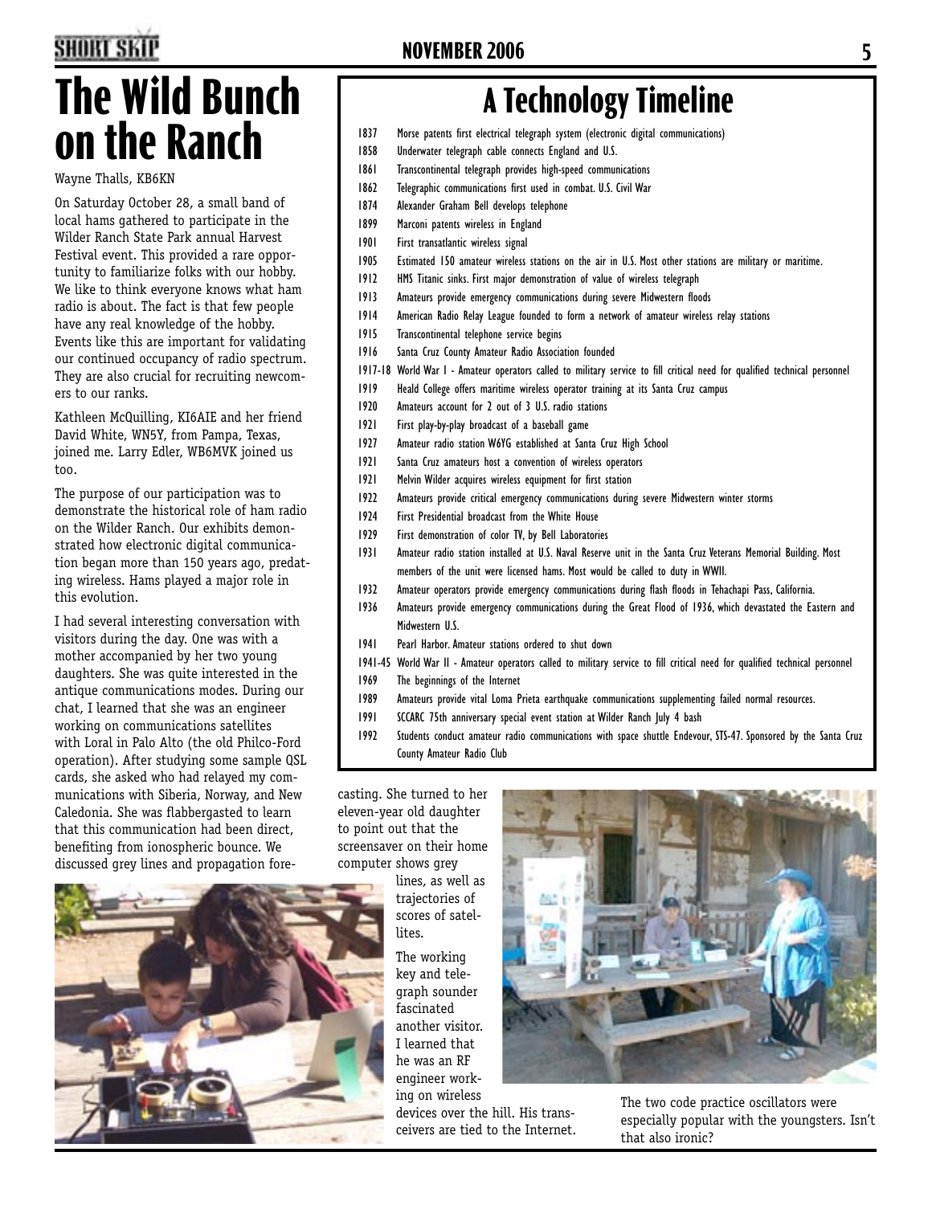# The Wild Bunch on the Ranch

Wayne Thalls, KB6KN

On Saturday October 28, a small band of local hams gathered to participate in the Wilder Ranch State Park annual Harvest Festival event. This provided a rare opportunity to familiarize folks with our hobby. We like to think everyone knows what ham radio is about. The fact is that few people have any real knowledge of the hobby. Events like this are important for validating our continued occupancy of radio spectrum. They are also crucial for recruiting newcomers to our ranks.

Kathleen McQuilling, KI6AIE and her friend David White, WN5Y, from Pampa, Texas, joined me. Larry Edler, WB6MVK joined us too.

The purpose of our participation was to demonstrate the historical role of ham radio on the Wilder Ranch. Our exhibits demonstrated how electronic digital communication began more than 150 years ago, predating wireless. Hams played a major role in this evolution.

I had several interesting conversation with visitors during the day. One was with a mother accompanied by her two young daughters. She was quite interested in the antique communications modes. During our chat, I learned that she was an engineer working on communications satellites with Loral in Palo Alto (the old Philco-Ford operation). After studying some sample QSL cards, she asked who had relayed my communications with Siberia, Norway, and New Caledonia. She was flabbergasted to learn that this communication had been direct, benefiting from ionospheric bounce. We discussed grey lines and propagation forecasting. She turned to her eleven-year old daughter to point out that the screensaver on their home computer shows grey lines, as well as trajectories of scores of satellites.

The working key and telegraph sounder fascinated another visitor. I learned that he was an RF engineer working on wireless devices over the hill. His transceivers are tied to the Internet.

The two code practice oscillators were especially popular with the youngsters. Isn't that also ironic?

## A Technology Timeline

| | |
|---|---|
| 1837 | Morse patents first electrical telegraph system (electronic digital communications) |
| 1858 | Underwater telegraph cable connects England and U.S. |
| 1861 | Transcontinental telegraph provides high-speed communications |
| 1862 | Telegraphic communications first used in combat. U.S. Civil War |
| 1874 | Alexander Graham Bell develops telephone |
| 1899 | Marconi patents wireless in England |
| 1901 | First transatlantic wireless signal |
| 1905 | Estimated 150 amateur wireless stations on the air in U.S. Most other stations are military or maritime. |
| 1912 | HMS Titanic sinks. First major demonstration of value of wireless telegraph |
| 1913 | Amateurs provide emergency communications during severe Midwestern floods |
| 1914 | American Radio Relay League founded to form a network of amateur wireless relay stations |
| 1915 | Transcontinental telephone service begins |
| 1916 | Santa Cruz County Amateur Radio Association founded |
| 1917-18 | World War I - Amateur operators called to military service to fill critical need for qualified technical personnel |
| 1919 | Heald College offers maritime wireless operator training at its Santa Cruz campus |
| 1920 | Amateurs account for 2 out of 3 U.S. radio stations |
| 1921 | First play-by-play broadcast of a baseball game |
| 1927 | Amateur radio station W6YG established at Santa Cruz High School |
| 1921 | Santa Cruz amateurs host a convention of wireless operators |
| 1921 | Melvin Wilder acquires wireless equipment for first station |
| 1922 | Amateurs provide critical emergency communications during severe Midwestern winter storms |
| 1924 | First Presidential broadcast from the White House |
| 1929 | First demonstration of color TV, by Bell Laboratories |
| 1931 | Amateur radio station installed at U.S. Naval Reserve unit in the Santa Cruz Veterans Memorial Building. Most members of the unit were licensed hams. Most would be called to duty in WWII. |
| 1932 | Amateur operators provide emergency communications during flash floods in Tehachapi Pass, California. |
| 1936 | Amateurs provide emergency communications during the Great Flood of 1936, which devastated the Eastern and Midwestern U.S. |
| 1941 | Pearl Harbor. Amateur stations ordered to shut down |
| 1941-45 | World War II - Amateur operators called to military service to fill critical need for qualified technical personnel |
| 1969 | The beginnings of the Internet |
| 1989 | Amateurs provide vital Loma Prieta earthquake communications supplementing failed normal resources. |
| 1991 | SCCARC 75th anniversary special event station at Wilder Ranch July 4 bash |
| 1992 | Students conduct amateur radio communications with space shuttle Endevour, STS-47. Sponsored by the Santa Cruz County Amateur Radio Club |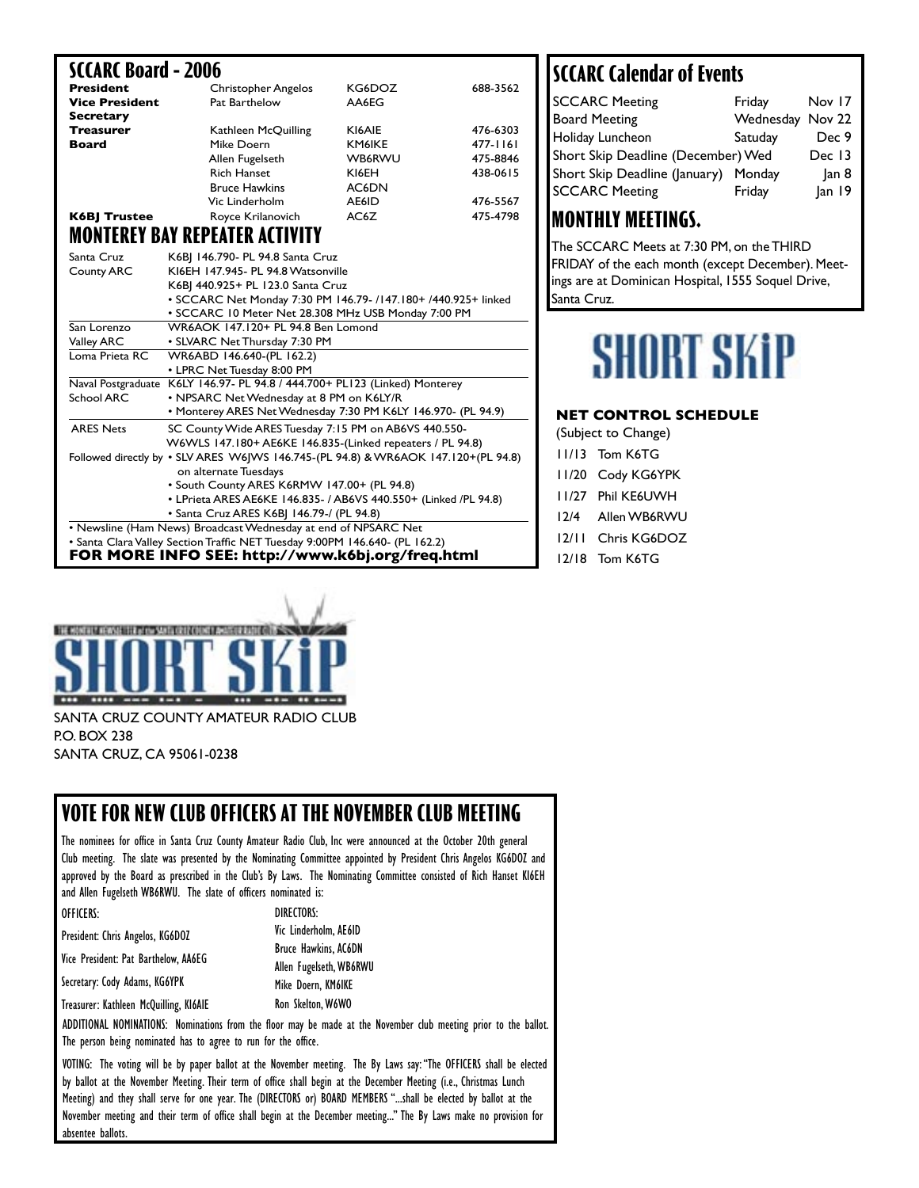## SCCARC Board - 2006

| | | | |
|---|---|---|---|
| **President** | Christopher Angelos | KG6DOZ | 688-3562 |
| **Vice President** | Pat Barthelow | AA6EG | |
| **Secretary** | | | |
| **Treasurer** | Kathleen McQuilling | KI6AIE | 476-6303 |
| **Board** | Mike Doern | KM6IKE | 477-1161 |
| | Allen Fugelseth | WB6RWU | 475-8846 |
| | Rich Hanset | KI6EH | 438-0615 |
| | Bruce Hawkins | AC6DN | |
| | Vic Linderholm | AE6ID | 476-5567 |
| **K6BJ Trustee** | Royce Krilanovich | AC6Z | 475-4798 |

## MONTEREY BAY REPEATER ACTIVITY

| | |
|---|---|
| Santa Cruz County ARC | K6BJ 146.790- PL 94.8 Santa Cruz<br>KI6EH 147.945- PL 94.8 Watsonville<br>K6BJ 440.925+ PL 123.0 Santa Cruz<br>• SCCARC Net Monday 7:30 PM 146.79- /147.180+ /440.925+ linked<br>• SCCARC 10 Meter Net 28.308 MHz USB Monday 7:00 PM |
| San Lorenzo Valley ARC | WR6AOK 147.120+ PL 94.8 Ben Lomond<br>• SLVARC Net Thursday 7:30 PM |
| Loma Prieta RC | WR6ABD 146.640-(PL 162.2)<br>• LPRC Net Tuesday 8:00 PM |
| Naval Postgraduate School ARC | K6LY 146.97- PL 94.8 / 444.700+ PL123 (Linked) Monterey<br>• NPSARC Net Wednesday at 8 PM on K6LY/R<br>• Monterey ARES Net Wednesday 7:30 PM K6LY 146.970- (PL 94.9) |
| ARES Nets | SC County Wide ARES Tuesday 7:15 PM on AB6VS 440.550-<br>W6WLS 147.180+ AE6KE 146.835-(Linked repeaters / PL 94.8) |
| Followed directly by | • SLV ARES W6JWS 146.745-(PL 94.8) & WR6AOK 147.120+(PL 94.8) on alternate Tuesdays<br>• South County ARES K6RMW 147.00+ (PL 94.8)<br>• LPrieta ARES AE6KE 146.835- / AB6VS 440.550+ (Linked /PL 94.8)<br>• Santa Cruz ARES K6BJ 146.79-/ (PL 94.8) |

• Newsline (Ham News) Broadcast Wednesday at end of NPSARC Net
• Santa Clara Valley Section Traffic NET Tuesday 9:00PM 146.640- (PL 162.2)

**FOR MORE INFO SEE: http://www.k6bj.org/freq.html**

## SCCARC Calendar of Events

| | | |
|---|---|---|
| SCCARC Meeting | Friday | Nov 17 |
| Board Meeting | Wednesday | Nov 22 |
| Holiday Luncheon | Satuday | Dec 9 |
| Short Skip Deadline (December) | Wed | Dec 13 |
| Short Skip Deadline (January) | Monday | Jan 8 |
| SCCARC Meeting | Friday | Jan 19 |

## MONTHLY MEETINGS.

The SCCARC Meets at 7:30 PM, on the THIRD FRIDAY of the each month (except December). Meetings are at Dominican Hospital, 1555 Soquel Drive, Santa Cruz.

SHORT SKiP

**NET CONTROL SCHEDULE**

(Subject to Change)

- 11/13 Tom K6TG
- 11/20 Cody KG6YPK
- 11/27 Phil KE6UWH
- 12/4 Allen WB6RWU
- 12/11 Chris KG6DOZ
- 12/18 Tom K6TG

THE MONTHLY NEWSLETTER of the SANTA CRUZ COUNTY AMATEUR RADIO CLUB

SHORT SKiP

SANTA CRUZ COUNTY AMATEUR RADIO CLUB
P.O. BOX 238
SANTA CRUZ, CA 95061-0238

## VOTE FOR NEW CLUB OFFICERS AT THE NOVEMBER CLUB MEETING

The nominees for office in Santa Cruz County Amateur Radio Club, Inc were announced at the October 20th general Club meeting. The slate was presented by the Nominating Committee appointed by President Chris Angelos KG6DOZ and approved by the Board as prescribed in the Club's By Laws. The Nominating Committee consisted of Rich Hanset KI6EH and Allen Fugelseth WB6RWU. The slate of officers nominated is:

OFFICERS:

President: Chris Angelos, KG6DOZ
Vice President: Pat Barthelow, AA6EG
Secretary: Cody Adams, KG6YPK
Treasurer: Kathleen McQuilling, KI6AIE

DIRECTORS:

Vic Linderholm, AE6ID
Bruce Hawkins, AC6DN
Allen Fugelseth, WB6RWU
Mike Doern, KM6IKE
Ron Skelton, W6WO

ADDITIONAL NOMINATIONS: Nominations from the floor may be made at the November club meeting prior to the ballot. The person being nominated has to agree to run for the office.

VOTING: The voting will be by paper ballot at the November meeting. The By Laws say: "The OFFICERS shall be elected by ballot at the November Meeting. Their term of office shall begin at the December Meeting (i.e., Christmas Lunch Meeting) and they shall serve for one year. The (DIRECTORS or) BOARD MEMBERS "...shall be elected by ballot at the November meeting and their term of office shall begin at the December meeting..." The By Laws make no provision for absentee ballots.